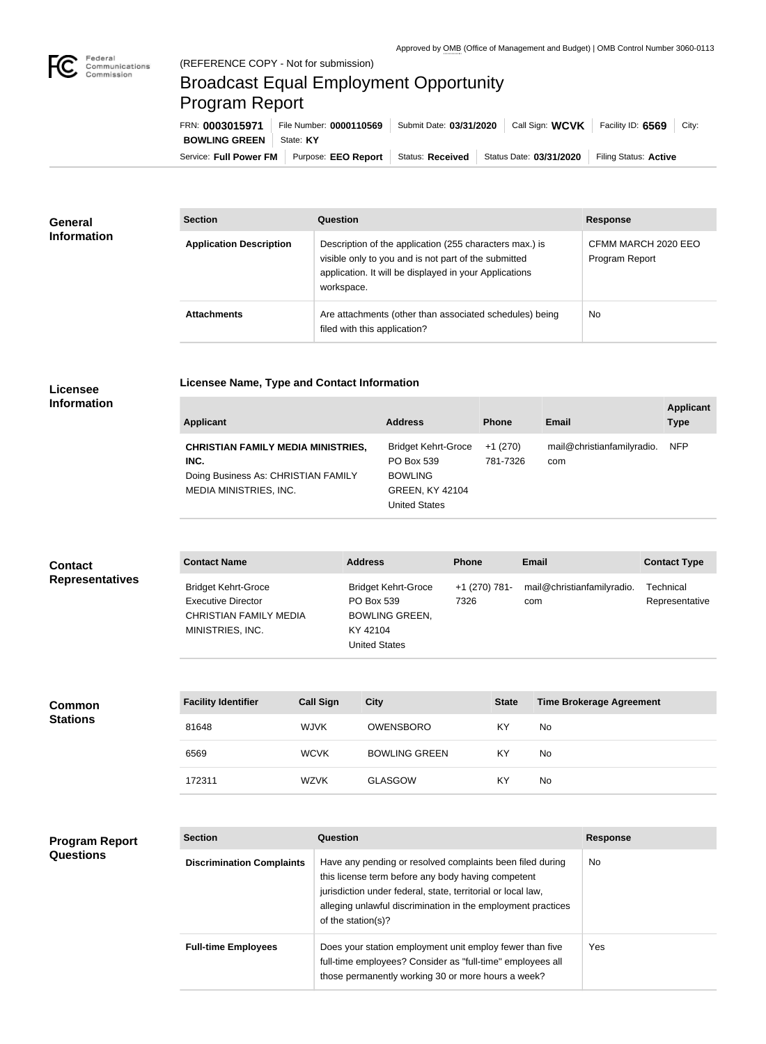Approved by OMB (Office of Management and Budget) | OMB Control Number 3060-0113

(REFERENCE COPY - Not for submission)

# Broadcast Equal Employment Opportunity Program Report

FRN: **0003015971** | File Number: **0000110569** | Submit Date: **03/31/2020** | Call Sign: **WCVK** | Facility ID: **6569** | City: **BOWLING GREEN** | State: **KY**

Service: **Full Power FM** | Purpose: **EEO Report** | Status: **Received** | Status Date: **03/31/2020** | Filing Status: **Active**

## General Information

| Section | Question | Response |
| --- | --- | --- |
| **Application Description** | Description of the application (255 characters max.) is visible only to you and is not part of the submitted application. It will be displayed in your Applications workspace. | CFMM MARCH 2020 EEO Program Report |
| **Attachments** | Are attachments (other than associated schedules) being filed with this application? | No |

## Licensee Information

### Licensee Name, Type and Contact Information

| Applicant | Address | Phone | Email | Applicant Type |
| --- | --- | --- | --- | --- |
| **CHRISTIAN FAMILY MEDIA MINISTRIES, INC.** Doing Business As: CHRISTIAN FAMILY MEDIA MINISTRIES, INC. | Bridget Kehrt-Groce PO Box 539 BOWLING GREEN, KY 42104 United States | +1 (270) 781-7326 | mail@christianfamilyradio.com | NFP |

## Contact Representatives

| Contact Name | Address | Phone | Email | Contact Type |
| --- | --- | --- | --- | --- |
| Bridget Kehrt-Groce Executive Director CHRISTIAN FAMILY MEDIA MINISTRIES, INC. | Bridget Kehrt-Groce PO Box 539 BOWLING GREEN, KY 42104 United States | +1 (270) 781-7326 | mail@christianfamilyradio.com | Technical Representative |

## Common Stations

| Facility Identifier | Call Sign | City | State | Time Brokerage Agreement |
| --- | --- | --- | --- | --- |
| 81648 | WJVK | OWENSBORO | KY | No |
| 6569 | WCVK | BOWLING GREEN | KY | No |
| 172311 | WZVK | GLASGOW | KY | No |

## Program Report Questions

| Section | Question | Response |
| --- | --- | --- |
| **Discrimination Complaints** | Have any pending or resolved complaints been filed during this license term before any body having competent jurisdiction under federal, state, territorial or local law, alleging unlawful discrimination in the employment practices of the station(s)? | No |
| **Full-time Employees** | Does your station employment unit employ fewer than five full-time employees? Consider as "full-time" employees all those permanently working 30 or more hours a week? | Yes |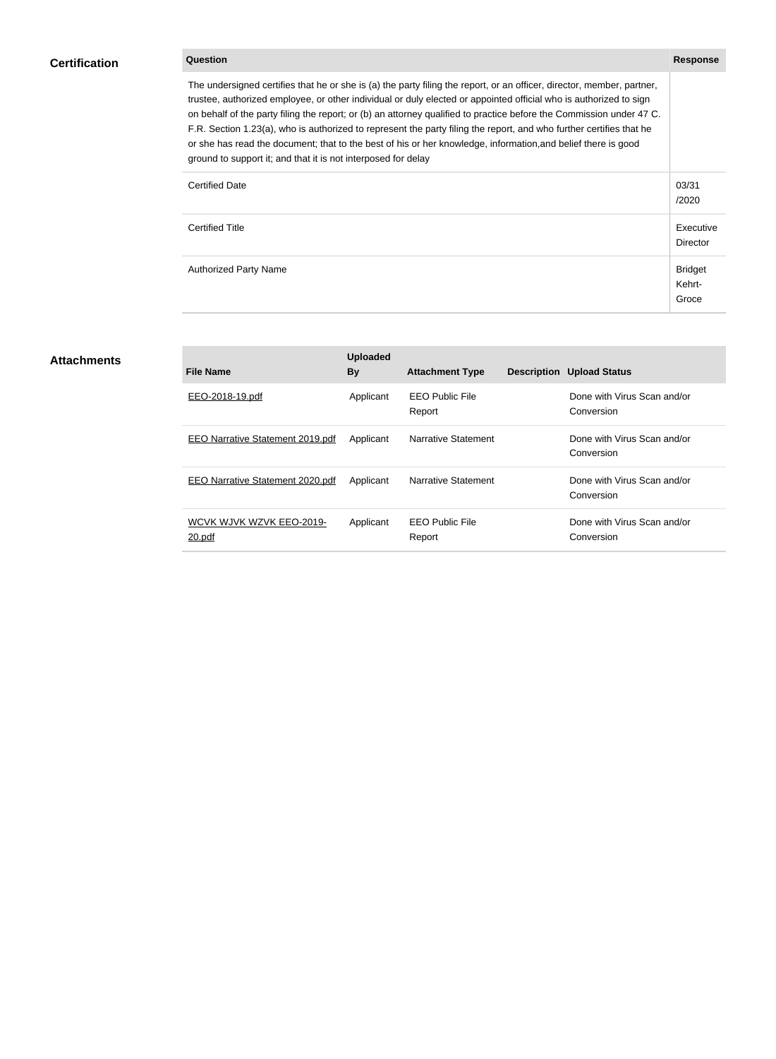## Certification

| Question | Response |
|---|---|
| The undersigned certifies that he or she is (a) the party filing the report, or an officer, director, member, partner, trustee, authorized employee, or other individual or duly elected or appointed official who is authorized to sign on behalf of the party filing the report; or (b) an attorney qualified to practice before the Commission under 47 C.F.R. Section 1.23(a), who is authorized to represent the party filing the report, and who further certifies that he or she has read the document; that to the best of his or her knowledge, information,and belief there is good ground to support it; and that it is not interposed for delay | |
| Certified Date | 03/31/2020 |
| Certified Title | Executive Director |
| Authorized Party Name | Bridget Kehrt-Groce |

## Attachments

| File Name | Uploaded By | Attachment Type | Description | Upload Status |
|---|---|---|---|---|
| EEO-2018-19.pdf | Applicant | EEO Public File Report | | Done with Virus Scan and/or Conversion |
| EEO Narrative Statement 2019.pdf | Applicant | Narrative Statement | | Done with Virus Scan and/or Conversion |
| EEO Narrative Statement 2020.pdf | Applicant | Narrative Statement | | Done with Virus Scan and/or Conversion |
| WCVK WJVK WZVK EEO-2019-20.pdf | Applicant | EEO Public File Report | | Done with Virus Scan and/or Conversion |